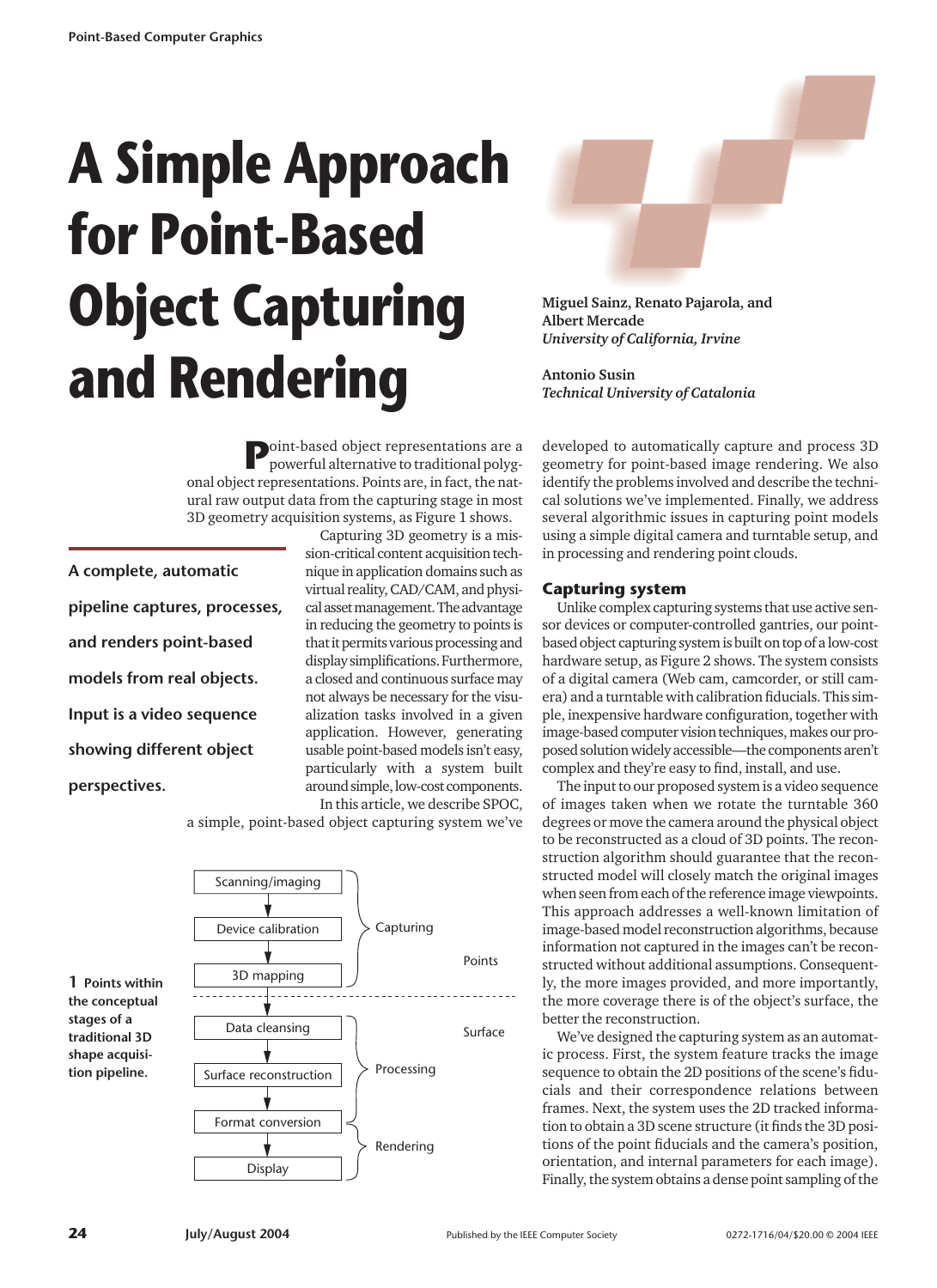# A Simple Approach for Point-Based Object Capturing and Rendering

**Miguel Sainz, Renato Pajarola, and Albert Mercade**
*University of California, Irvine*

**Antonio Susin**
*Technical University of Catalonia*

**A complete, automatic pipeline captures, processes, and renders point-based models from real objects. Input is a video sequence showing different object perspectives.**

Point-based object representations are a powerful alternative to traditional polygonal object representations. Points are, in fact, the natural raw output data from the capturing stage in most 3D geometry acquisition systems, as Figure 1 shows.

Capturing 3D geometry is a mission-critical content acquisition technique in application domains such as virtual reality, CAD/CAM, and physical asset management. The advantage in reducing the geometry to points is that it permits various processing and display simplifications. Furthermore, a closed and continuous surface may not always be necessary for the visualization tasks involved in a given application. However, generating usable point-based models isn't easy, particularly with a system built around simple, low-cost components.

In this article, we describe SPOC, a simple, point-based object capturing system we've developed to automatically capture and process 3D geometry for point-based image rendering. We also identify the problems involved and describe the technical solutions we've implemented. Finally, we address several algorithmic issues in capturing point models using a simple digital camera and turntable setup, and in processing and rendering point clouds.

Scanning/imaging → Device calibration → 3D mapping (Capturing) — Points
Data cleansing → Surface reconstruction (Processing) — Surface
Format conversion → Display (Rendering)

**1** Points within the conceptual stages of a traditional 3D shape acquisition pipeline.

## Capturing system

Unlike complex capturing systems that use active sensor devices or computer-controlled gantries, our point-based object capturing system is built on top of a low-cost hardware setup, as Figure 2 shows. The system consists of a digital camera (Web cam, camcorder, or still camera) and a turntable with calibration fiducials. This simple, inexpensive hardware configuration, together with image-based computer vision techniques, makes our proposed solution widely accessible—the components aren't complex and they're easy to find, install, and use.

The input to our proposed system is a video sequence of images taken when we rotate the turntable 360 degrees or move the camera around the physical object to be reconstructed as a cloud of 3D points. The reconstruction algorithm should guarantee that the reconstructed model will closely match the original images when seen from each of the reference image viewpoints. This approach addresses a well-known limitation of image-based model reconstruction algorithms, because information not captured in the images can't be reconstructed without additional assumptions. Consequently, the more images provided, and more importantly, the more coverage there is of the object's surface, the better the reconstruction.

We've designed the capturing system as an automatic process. First, the system feature tracks the image sequence to obtain the 2D positions of the scene's fiducials and their correspondence relations between frames. Next, the system uses the 2D tracked information to obtain a 3D scene structure (it finds the 3D positions of the point fiducials and the camera's position, orientation, and internal parameters for each image). Finally, the system obtains a dense point sampling of the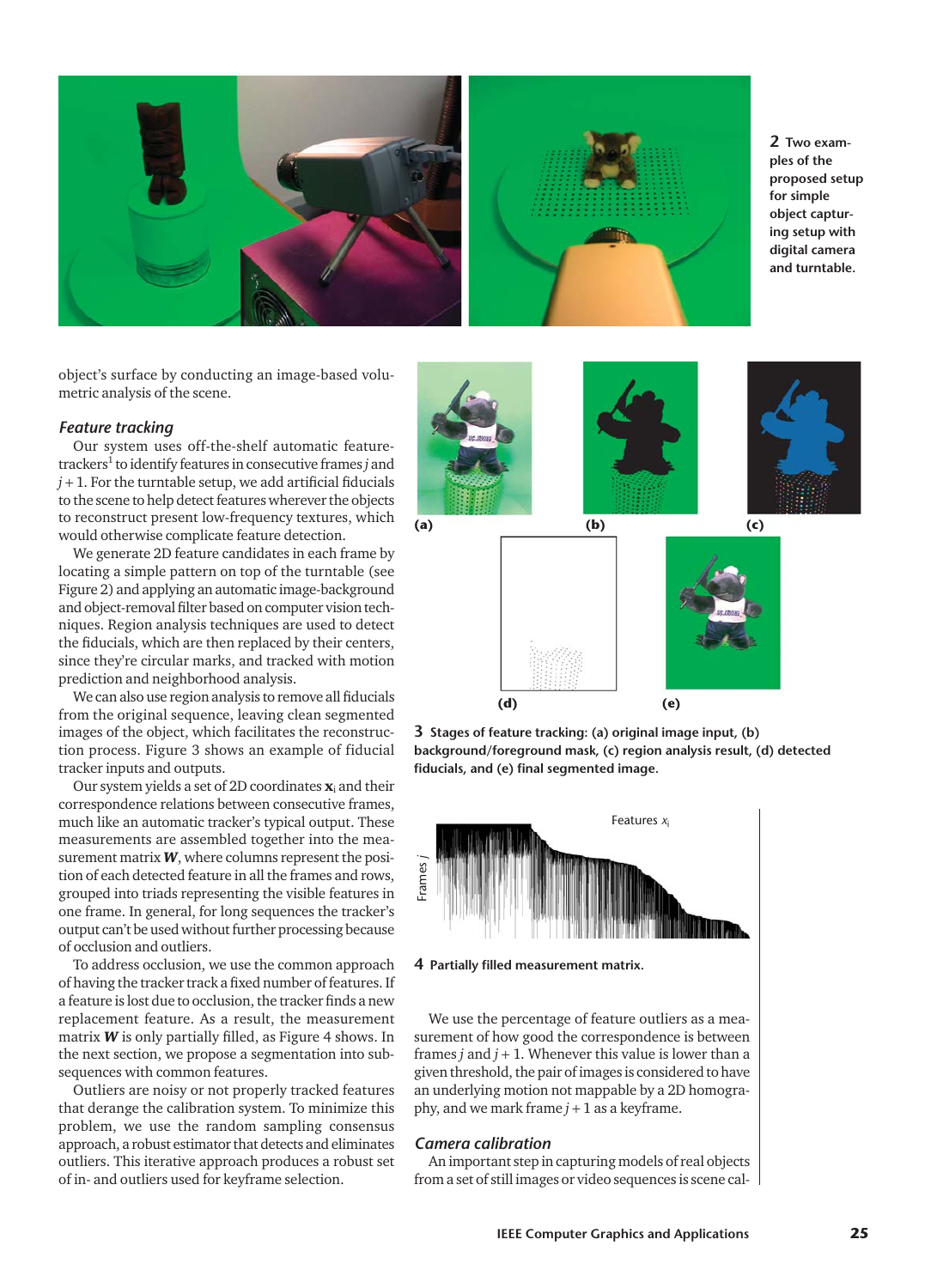2 Two examples of the proposed setup for simple object capturing setup with digital camera and turntable.

object's surface by conducting an image-based volumetric analysis of the scene.

### *Feature tracking*

Our system uses off-the-shelf automatic feature-trackers[1] to identify features in consecutive frames $j$ and $j + 1$. For the turntable setup, we add artificial fiducials to the scene to help detect features wherever the objects to reconstruct present low-frequency textures, which would otherwise complicate feature detection.

We generate 2D feature candidates in each frame by locating a simple pattern on top of the turntable (see Figure 2) and applying an automatic image-background and object-removal filter based on computer vision techniques. Region analysis techniques are used to detect the fiducials, which are then replaced by their centers, since they're circular marks, and tracked with motion prediction and neighborhood analysis.

We can also use region analysis to remove all fiducials from the original sequence, leaving clean segmented images of the object, which facilitates the reconstruction process. Figure 3 shows an example of fiducial tracker inputs and outputs.

Our system yields a set of 2D coordinates $\mathbf{x}_i$ and their correspondence relations between consecutive frames, much like an automatic tracker's typical output. These measurements are assembled together into the measurement matrix $\boldsymbol{W}$, where columns represent the position of each detected feature in all the frames and rows, grouped into triads representing the visible features in one frame. In general, for long sequences the tracker's output can't be used without further processing because of occlusion and outliers.

To address occlusion, we use the common approach of having the tracker track a fixed number of features. If a feature is lost due to occlusion, the tracker finds a new replacement feature. As a result, the measurement matrix $\boldsymbol{W}$ is only partially filled, as Figure 4 shows. In the next section, we propose a segmentation into subsequences with common features.

Outliers are noisy or not properly tracked features that derange the calibration system. To minimize this problem, we use the random sampling consensus approach, a robust estimator that detects and eliminates outliers. This iterative approach produces a robust set of in- and outliers used for keyframe selection.

3 Stages of feature tracking: (a) original image input, (b) background/foreground mask, (c) region analysis result, (d) detected fiducials, and (e) final segmented image.

4 Partially filled measurement matrix.

We use the percentage of feature outliers as a measurement of how good the correspondence is between frames $j$ and $j + 1$. Whenever this value is lower than a given threshold, the pair of images is considered to have an underlying motion not mappable by a 2D homography, and we mark frame $j + 1$ as a keyframe.

### *Camera calibration*

An important step in capturing models of real objects from a set of still images or video sequences is scene cal-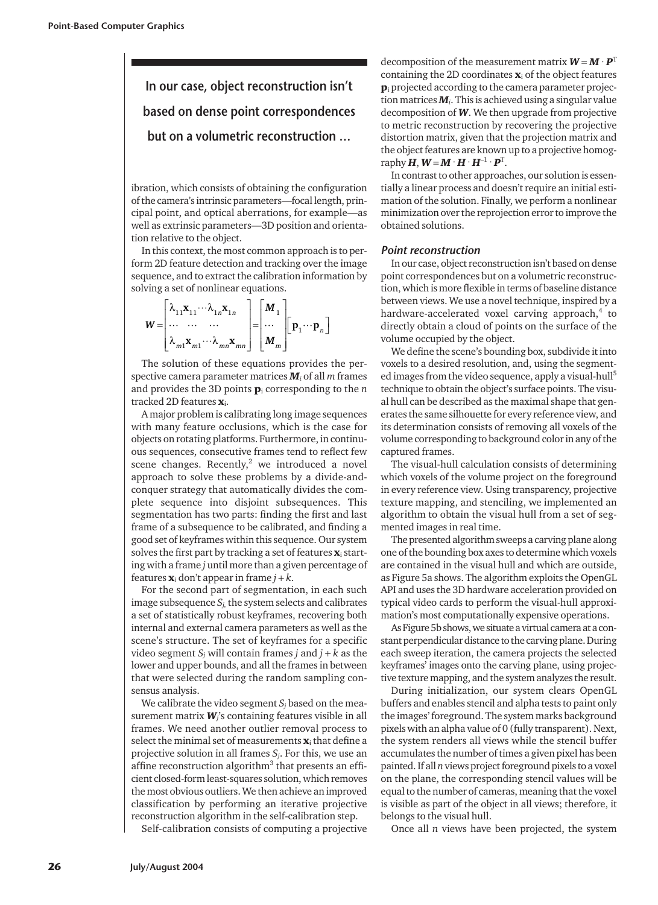> **In our case, object reconstruction isn't based on dense point correspondences but on a volumetric reconstruction …**

ibration, which consists of obtaining the configuration of the camera's intrinsic parameters—focal length, principal point, and optical aberrations, for example—as well as extrinsic parameters—3D position and orientation relative to the object.

In this context, the most common approach is to perform 2D feature detection and tracking over the image sequence, and to extract the calibration information by solving a set of nonlinear equations.

$$\boldsymbol{W} = \begin{bmatrix} \lambda_{11}\mathbf{x}_{11} \cdots \lambda_{1n}\mathbf{x}_{1n} \\ \cdots \quad \cdots \quad \cdots \\ \lambda_{m1}\mathbf{x}_{m1} \cdots \lambda_{mn}\mathbf{x}_{mn} \end{bmatrix} = \begin{bmatrix} \boldsymbol{M}_1 \\ \cdots \\ \boldsymbol{M}_m \end{bmatrix} \begin{bmatrix} \mathbf{p}_1 \cdots \mathbf{p}_n \end{bmatrix}$$

The solution of these equations provides the perspective camera parameter matrices $\boldsymbol{M}_i$ of all $m$ frames and provides the 3D points $\mathbf{p}_i$ corresponding to the $n$ tracked 2D features $\mathbf{x}_i$.

A major problem is calibrating long image sequences with many feature occlusions, which is the case for objects on rotating platforms. Furthermore, in continuous sequences, consecutive frames tend to reflect few scene changes. Recently,[2] we introduced a novel approach to solve these problems by a divide-and-conquer strategy that automatically divides the complete sequence into disjoint subsequences. This segmentation has two parts: finding the first and last frame of a subsequence to be calibrated, and finding a good set of keyframes within this sequence. Our system solves the first part by tracking a set of features $\mathbf{x}_i$ starting with a frame $j$ until more than a given percentage of features $\mathbf{x}_i$ don't appear in frame $j + k$.

For the second part of segmentation, in each such image subsequence $S_j$, the system selects and calibrates a set of statistically robust keyframes, recovering both internal and external camera parameters as well as the scene's structure. The set of keyframes for a specific video segment $S_j$ will contain frames $j$ and $j + k$ as the lower and upper bounds, and all the frames in between that were selected during the random sampling consensus analysis.

We calibrate the video segment $S_j$ based on the measurement matrix $\boldsymbol{W}_j$'s containing features visible in all frames. We need another outlier removal process to select the minimal set of measurements $\mathbf{x}_i$ that define a projective solution in all frames $S_j$. For this, we use an affine reconstruction algorithm[3] that presents an efficient closed-form least-squares solution, which removes the most obvious outliers. We then achieve an improved classification by performing an iterative projective reconstruction algorithm in the self-calibration step.

Self-calibration consists of computing a projective decomposition of the measurement matrix $\boldsymbol{W} = \boldsymbol{M} \cdot \boldsymbol{P}^{\mathrm{T}}$ containing the 2D coordinates $\mathbf{x}_i$ of the object features $\mathbf{p}_i$ projected according to the camera parameter projection matrices $\boldsymbol{M}_i$. This is achieved using a singular value decomposition of $\boldsymbol{W}$. We then upgrade from projective to metric reconstruction by recovering the projective distortion matrix, given that the projection matrix and the object features are known up to a projective homography $\boldsymbol{H}$, $\boldsymbol{W} = \boldsymbol{M} \cdot \boldsymbol{H} \cdot \boldsymbol{H}^{-1} \cdot \boldsymbol{P}^{\mathrm{T}}$.

In contrast to other approaches, our solution is essentially a linear process and doesn't require an initial estimation of the solution. Finally, we perform a nonlinear minimization over the reprojection error to improve the obtained solutions.

### *Point reconstruction*

In our case, object reconstruction isn't based on dense point correspondences but on a volumetric reconstruction, which is more flexible in terms of baseline distance between views. We use a novel technique, inspired by a hardware-accelerated voxel carving approach,[4] to directly obtain a cloud of points on the surface of the volume occupied by the object.

We define the scene's bounding box, subdivide it into voxels to a desired resolution, and, using the segmented images from the video sequence, apply a visual-hull[5] technique to obtain the object's surface points. The visual hull can be described as the maximal shape that generates the same silhouette for every reference view, and its determination consists of removing all voxels of the volume corresponding to background color in any of the captured frames.

The visual-hull calculation consists of determining which voxels of the volume project on the foreground in every reference view. Using transparency, projective texture mapping, and stenciling, we implemented an algorithm to obtain the visual hull from a set of segmented images in real time.

The presented algorithm sweeps a carving plane along one of the bounding box axes to determine which voxels are contained in the visual hull and which are outside, as Figure 5a shows. The algorithm exploits the OpenGL API and uses the 3D hardware acceleration provided on typical video cards to perform the visual-hull approximation's most computationally expensive operations.

As Figure 5b shows, we situate a virtual camera at a constant perpendicular distance to the carving plane. During each sweep iteration, the camera projects the selected keyframes' images onto the carving plane, using projective texture mapping, and the system analyzes the result.

During initialization, our system clears OpenGL buffers and enables stencil and alpha tests to paint only the images' foreground. The system marks background pixels with an alpha value of 0 (fully transparent). Next, the system renders all views while the stencil buffer accumulates the number of times a given pixel has been painted. If all $n$ views project foreground pixels to a voxel on the plane, the corresponding stencil values will be equal to the number of cameras, meaning that the voxel is visible as part of the object in all views; therefore, it belongs to the visual hull.

Once all $n$ views have been projected, the system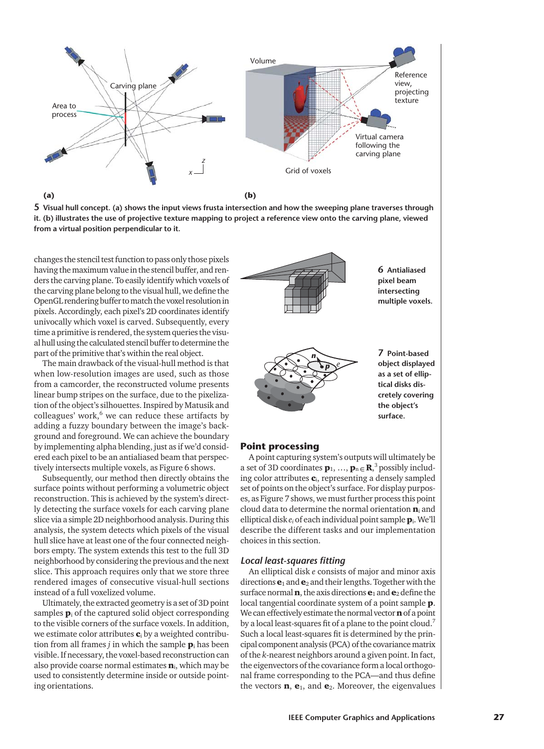5 **Visual hull concept. (a) shows the input views frusta intersection and how the sweeping plane traverses through it. (b) illustrates the use of projective texture mapping to project a reference view onto the carving plane, viewed from a virtual position perpendicular to it.**

changes the stencil test function to pass only those pixels having the maximum value in the stencil buffer, and renders the carving plane. To easily identify which voxels of the carving plane belong to the visual hull, we define the OpenGL rendering buffer to match the voxel resolution in pixels. Accordingly, each pixel's 2D coordinates identify univocally which voxel is carved. Subsequently, every time a primitive is rendered, the system queries the visual hull using the calculated stencil buffer to determine the part of the primitive that's within the real object.

The main drawback of the visual-hull method is that when low-resolution images are used, such as those from a camcorder, the reconstructed volume presents linear bump stripes on the surface, due to the pixelization of the object's silhouettes. Inspired by Matusik and colleagues' work,[6] we can reduce these artifacts by adding a fuzzy boundary between the image's background and foreground. We can achieve the boundary by implementing alpha blending, just as if we'd considered each pixel to be an antialiased beam that perspectively intersects multiple voxels, as Figure 6 shows.

Subsequently, our method then directly obtains the surface points without performing a volumetric object reconstruction. This is achieved by the system's directly detecting the surface voxels for each carving plane slice via a simple 2D neighborhood analysis. During this analysis, the system detects which pixels of the visual hull slice have at least one of the four connected neighbors empty. The system extends this test to the full 3D neighborhood by considering the previous and the next slice. This approach requires only that we store three rendered images of consecutive visual-hull sections instead of a full voxelized volume.

Ultimately, the extracted geometry is a set of 3D point samples $\mathbf{p}_i$ of the captured solid object corresponding to the visible corners of the surface voxels. In addition, we estimate color attributes $\mathbf{c}_i$ by a weighted contribution from all frames $j$ in which the sample $\mathbf{p}_i$ has been visible. If necessary, the voxel-based reconstruction can also provide coarse normal estimates $\mathbf{n}_i$, which may be used to consistently determine inside or outside pointing orientations.

6 **Antialiased pixel beam intersecting multiple voxels.**

7 **Point-based object displayed as a set of elliptical disks discretely covering the object's surface.**

## Point processing

A point capturing system's outputs will ultimately be a set of 3D coordinates $\mathbf{p}_1, \ldots, \mathbf{p}_n \in \mathbf{R}^3$, possibly including color attributes $\mathbf{c}_i$, representing a densely sampled set of points on the object's surface. For display purposes, as Figure 7 shows, we must further process this point cloud data to determine the normal orientation $\mathbf{n}_i$ and elliptical disk $e_i$ of each individual point sample $\mathbf{p}_i$. We'll describe the different tasks and our implementation choices in this section.

### *Local least-squares fitting*

An elliptical disk $e$ consists of major and minor axis directions $\mathbf{e}_1$ and $\mathbf{e}_2$ and their lengths. Together with the surface normal $\mathbf{n}$, the axis directions $\mathbf{e}_1$ and $\mathbf{e}_2$ define the local tangential coordinate system of a point sample $\mathbf{p}$. We can effectively estimate the normal vector $\mathbf{n}$ of a point by a local least-squares fit of a plane to the point cloud.[7] Such a local least-squares fit is determined by the principal component analysis (PCA) of the covariance matrix of the $k$-nearest neighbors around a given point. In fact, the eigenvectors of the covariance form a local orthogonal frame corresponding to the PCA—and thus define the vectors $\mathbf{n}$, $\mathbf{e}_1$, and $\mathbf{e}_2$. Moreover, the eigenvalues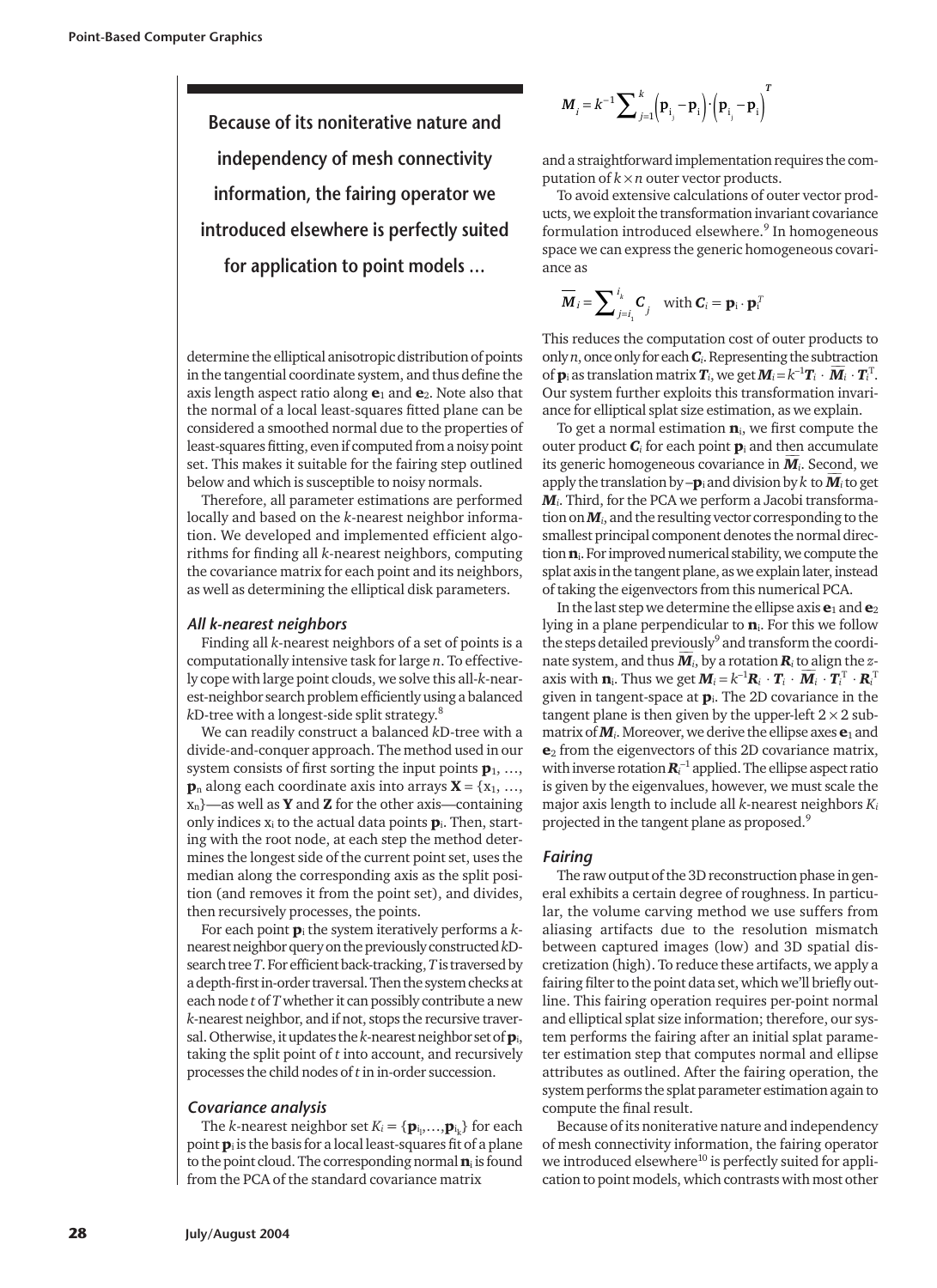> **Because of its noniterative nature and independency of mesh connectivity information, the fairing operator we introduced elsewhere is perfectly suited for application to point models …**

determine the elliptical anisotropic distribution of points in the tangential coordinate system, and thus define the axis length aspect ratio along $\mathbf{e}_1$ and $\mathbf{e}_2$. Note also that the normal of a local least-squares fitted plane can be considered a smoothed normal due to the properties of least-squares fitting, even if computed from a noisy point set. This makes it suitable for the fairing step outlined below and which is susceptible to noisy normals.

Therefore, all parameter estimations are performed locally and based on the *k*-nearest neighbor information. We developed and implemented efficient algorithms for finding all *k*-nearest neighbors, computing the covariance matrix for each point and its neighbors, as well as determining the elliptical disk parameters.

### All k-nearest neighbors

Finding all *k*-nearest neighbors of a set of points is a computationally intensive task for large *n*. To effectively cope with large point clouds, we solve this all-*k*-nearest-neighbor search problem efficiently using a balanced *k*D-tree with a longest-side split strategy.[8]

We can readily construct a balanced *k*D-tree with a divide-and-conquer approach. The method used in our system consists of first sorting the input points $\mathbf{p}_1, \ldots, \mathbf{p}_n$ along each coordinate axis into arrays $\mathbf{X} = \{x_1, \ldots, x_n\}$—as well as $\mathbf{Y}$ and $\mathbf{Z}$ for the other axis—containing only indices $x_i$ to the actual data points $\mathbf{p}_i$. Then, starting with the root node, at each step the method determines the longest side of the current point set, uses the median along the corresponding axis as the split position (and removes it from the point set), and divides, then recursively processes, the points.

For each point $\mathbf{p}_i$ the system iteratively performs a *k*-nearest neighbor query on the previously constructed *k*D-search tree *T*. For efficient back-tracking, *T* is traversed by a depth-first in-order traversal. Then the system checks at each node *t* of *T* whether it can possibly contribute a new *k*-nearest neighbor, and if not, stops the recursive traversal. Otherwise, it updates the *k*-nearest neighbor set of $\mathbf{p}_i$, taking the split point of *t* into account, and recursively processes the child nodes of *t* in in-order succession.

### Covariance analysis

The *k*-nearest neighbor set $K_i = \{\mathbf{p}_{i_1}, \ldots, \mathbf{p}_{i_k}\}$ for each point $\mathbf{p}_i$ is the basis for a local least-squares fit of a plane to the point cloud. The corresponding normal $\mathbf{n}_i$ is found from the PCA of the standard covariance matrix

$$\boldsymbol{M}_i = k^{-1} \sum_{j=1}^{k} \left(\mathbf{p}_{i_j} - \mathbf{p}_i\right) \cdot \left(\mathbf{p}_{i_j} - \mathbf{p}_i\right)^T$$

and a straightforward implementation requires the computation of $k \times n$ outer vector products.

To avoid extensive calculations of outer vector products, we exploit the transformation invariant covariance formulation introduced elsewhere.[9] In homogeneous space we can express the generic homogeneous covariance as

$$\overline{\boldsymbol{M}}_i = \sum_{j=i_1}^{i_k} \boldsymbol{C}_j \quad \text{with } \boldsymbol{C}_i = \mathbf{p}_i \cdot \mathbf{p}_i^T$$

This reduces the computation cost of outer products to only *n*, once only for each $\boldsymbol{C}_i$. Representing the subtraction of $\mathbf{p}_i$ as translation matrix $\boldsymbol{T}_i$, we get $\boldsymbol{M}_i = k^{-1}\boldsymbol{T}_i \cdot \overline{\boldsymbol{M}}_i \cdot \boldsymbol{T}_i^{\mathrm{T}}$. Our system further exploits this transformation invariance for elliptical splat size estimation, as we explain.

To get a normal estimation $\mathbf{n}_i$, we first compute the outer product $\boldsymbol{C}_i$ for each point $\mathbf{p}_i$ and then accumulate its generic homogeneous covariance in $\overline{\boldsymbol{M}}_i$. Second, we apply the translation by $-\mathbf{p}_i$ and division by *k* to $\overline{\boldsymbol{M}}_i$ to get $\boldsymbol{M}_i$. Third, for the PCA we perform a Jacobi transformation on $\boldsymbol{M}_i$, and the resulting vector corresponding to the smallest principal component denotes the normal direction $\mathbf{n}_i$. For improved numerical stability, we compute the splat axis in the tangent plane, as we explain later, instead of taking the eigenvectors from this numerical PCA.

In the last step we determine the ellipse axis $\mathbf{e}_1$ and $\mathbf{e}_2$ lying in a plane perpendicular to $\mathbf{n}_i$. For this we follow the steps detailed previously[9] and transform the coordinate system, and thus $\overline{\boldsymbol{M}}_i$, by a rotation $\boldsymbol{R}_i$ to align the *z*-axis with $\mathbf{n}_i$. Thus we get $\boldsymbol{M}_i = k^{-1}\boldsymbol{R}_i \cdot \boldsymbol{T}_i \cdot \overline{\boldsymbol{M}}_i \cdot \boldsymbol{T}_i^{\mathrm{T}} \cdot \boldsymbol{R}_i^{\mathrm{T}}$ given in tangent-space at $\mathbf{p}_i$. The 2D covariance in the tangent plane is then given by the upper-left $2 \times 2$ submatrix of $\boldsymbol{M}_i$. Moreover, we derive the ellipse axes $\mathbf{e}_1$ and $\mathbf{e}_2$ from the eigenvectors of this 2D covariance matrix, with inverse rotation $\boldsymbol{R}_i^{-1}$ applied. The ellipse aspect ratio is given by the eigenvalues, however, we must scale the major axis length to include all *k*-nearest neighbors $K_i$ projected in the tangent plane as proposed.[9]

### Fairing

The raw output of the 3D reconstruction phase in general exhibits a certain degree of roughness. In particular, the volume carving method we use suffers from aliasing artifacts due to the resolution mismatch between captured images (low) and 3D spatial discretization (high). To reduce these artifacts, we apply a fairing filter to the point data set, which we'll briefly outline. This fairing operation requires per-point normal and elliptical splat size information; therefore, our system performs the fairing after an initial splat parameter estimation step that computes normal and ellipse attributes as outlined. After the fairing operation, the system performs the splat parameter estimation again to compute the final result.

Because of its noniterative nature and independency of mesh connectivity information, the fairing operator we introduced elsewhere[10] is perfectly suited for application to point models, which contrasts with most other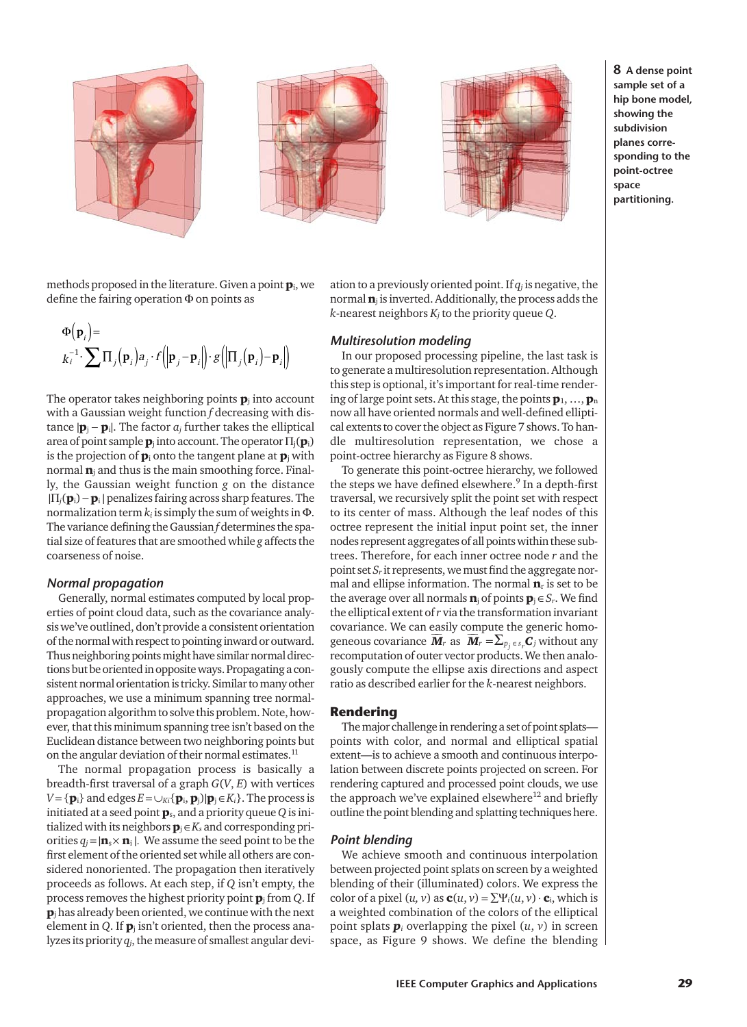**8** A dense point sample set of a hip bone model, showing the subdivision planes corresponding to the point-octree space partitioning.

methods proposed in the literature. Given a point $\mathbf{p}_i$, we define the fairing operation $\Phi$ on points as

$$\Phi(\mathbf{p}_i) = k_i^{-1} \cdot \sum \Pi_j(\mathbf{p}_i) a_j \cdot f(|\mathbf{p}_j - \mathbf{p}_i|) \cdot g(|\Pi_j(\mathbf{p}_i) - \mathbf{p}_i|)$$

The operator takes neighboring points $\mathbf{p}_j$ into account with a Gaussian weight function $f$ decreasing with distance $|\mathbf{p}_j - \mathbf{p}_i|$. The factor $a_j$ further takes the elliptical area of point sample $\mathbf{p}_j$ into account. The operator $\Pi_j(\mathbf{p}_i)$ is the projection of $\mathbf{p}_i$ onto the tangent plane at $\mathbf{p}_j$ with normal $\mathbf{n}_j$ and thus is the main smoothing force. Finally, the Gaussian weight function $g$ on the distance $|\Pi_j(\mathbf{p}_i) - \mathbf{p}_i|$ penalizes fairing across sharp features. The normalization term $k_i$ is simply the sum of weights in $\Phi$. The variance defining the Gaussian $f$ determines the spatial size of features that are smoothed while $g$ affects the coarseness of noise.

### Normal propagation

Generally, normal estimates computed by local properties of point cloud data, such as the covariance analysis we've outlined, don't provide a consistent orientation of the normal with respect to pointing inward or outward. Thus neighboring points might have similar normal directions but be oriented in opposite ways. Propagating a consistent normal orientation is tricky. Similar to many other approaches, we use a minimum spanning tree normal-propagation algorithm to solve this problem. Note, however, that this minimum spanning tree isn't based on the Euclidean distance between two neighboring points but on the angular deviation of their normal estimates.[11]

The normal propagation process is basically a breadth-first traversal of a graph $G(V, E)$ with vertices $V = \{\mathbf{p}_i\}$ and edges $E = \cup_{K_i}\{\mathbf{p}_i, \mathbf{p}_j\} | \mathbf{p}_j \in K_i\}$. The process is initiated at a seed point $\mathbf{p}_s$, and a priority queue $Q$ is initialized with its neighbors $\mathbf{p}_j \in K_s$ and corresponding priorities $q_j = |\mathbf{n}_s \times \mathbf{n}_i|$. We assume the seed point to be the first element of the oriented set while all others are considered nonoriented. The propagation then iteratively proceeds as follows. At each step, if $Q$ isn't empty, the process removes the highest priority point $\mathbf{p}_j$ from $Q$. If $\mathbf{p}_j$ has already been oriented, we continue with the next element in $Q$. If $\mathbf{p}_j$ isn't oriented, then the process analyzes its priority $q_j$, the measure of smallest angular deviation to a previously oriented point. If $q_j$ is negative, the normal $\mathbf{n}_j$ is inverted. Additionally, the process adds the $k$-nearest neighbors $K_j$ to the priority queue $Q$.

### Multiresolution modeling

In our proposed processing pipeline, the last task is to generate a multiresolution representation. Although this step is optional, it's important for real-time rendering of large point sets. At this stage, the points $\mathbf{p}_1, \ldots, \mathbf{p}_n$ now all have oriented normals and well-defined elliptical extents to cover the object as Figure 7 shows. To handle multiresolution representation, we chose a point-octree hierarchy as Figure 8 shows.

To generate this point-octree hierarchy, we followed the steps we have defined elsewhere.[9] In a depth-first traversal, we recursively split the point set with respect to its center of mass. Although the leaf nodes of this octree represent the initial input point set, the inner nodes represent aggregates of all points within these subtrees. Therefore, for each inner octree node $r$ and the point set $S_r$ it represents, we must find the aggregate normal and ellipse information. The normal $\mathbf{n}_r$ is set to be the average over all normals $\mathbf{n}_j$ of points $\mathbf{p}_j \in S_r$. We find the elliptical extent of $r$ via the transformation invariant covariance. We can easily compute the generic homogeneous covariance $\bar{\boldsymbol{M}}_r$ as $\bar{\boldsymbol{M}}_r = \sum_{p_j \in s_r} \boldsymbol{C}_j$ without any recomputation of outer vector products. We then analogously compute the ellipse axis directions and aspect ratio as described earlier for the $k$-nearest neighbors.

## Rendering

The major challenge in rendering a set of point splats—points with color, and normal and elliptical spatial extent—is to achieve a smooth and continuous interpolation between discrete points projected on screen. For rendering captured and processed point clouds, we use the approach we've explained elsewhere[12] and briefly outline the point blending and splatting techniques here.

### Point blending

We achieve smooth and continuous interpolation between projected point splats on screen by a weighted blending of their (illuminated) colors. We express the color of a pixel $(u, v)$ as $\mathbf{c}(u, v) = \sum \Psi_i(u, v) \cdot \mathbf{c}_i$, which is a weighted combination of the colors of the elliptical point splats $\boldsymbol{p}_i$ overlapping the pixel $(u, v)$ in screen space, as Figure 9 shows. We define the blending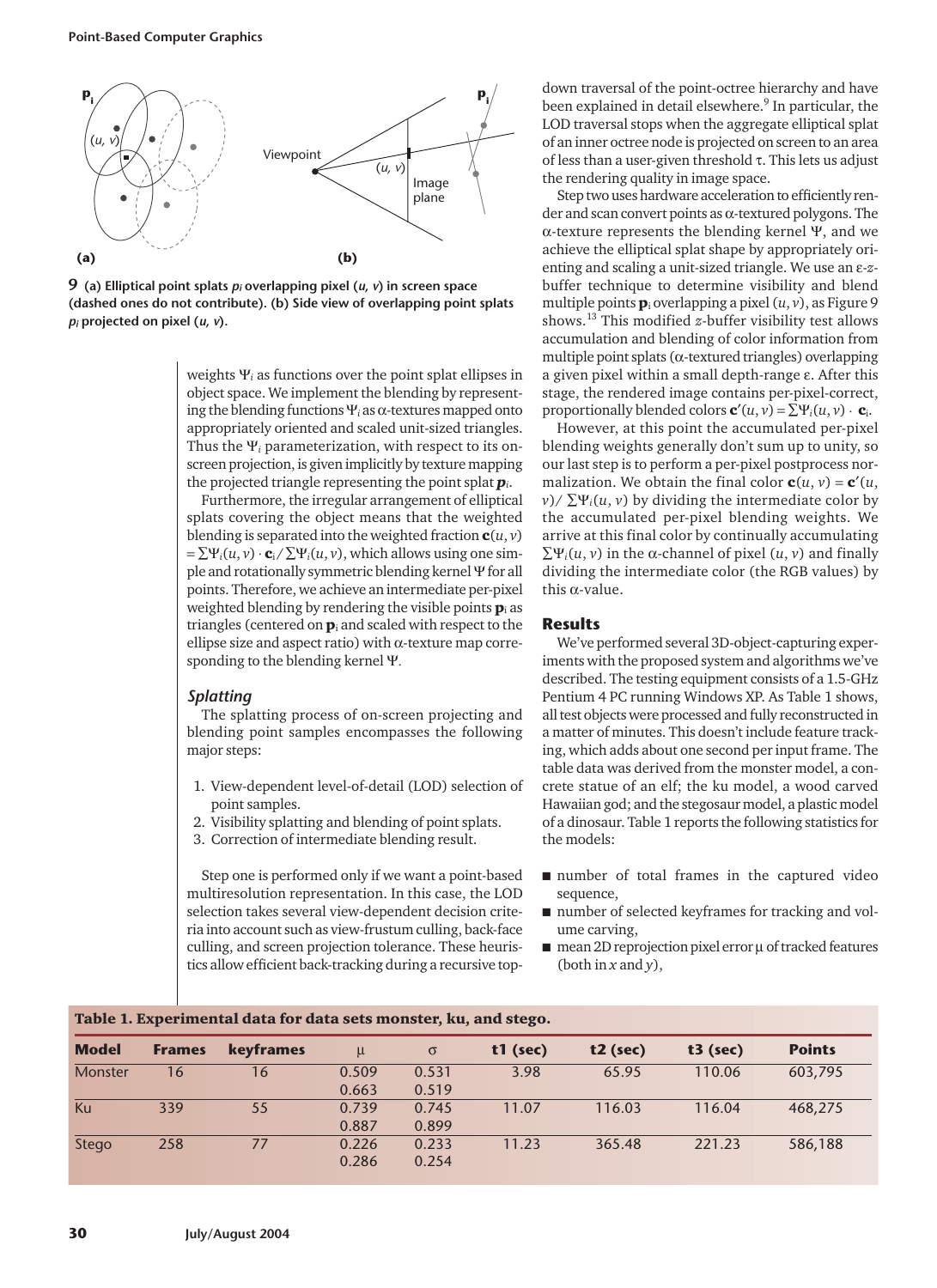9 (a) Elliptical point splats $p_i$ overlapping pixel $(u, v)$ in screen space (dashed ones do not contribute). (b) Side view of overlapping point splats $p_i$ projected on pixel $(u, v)$.

weights $\Psi_i$ as functions over the point splat ellipses in object space. We implement the blending by representing the blending functions $\Psi_i$ as α-textures mapped onto appropriately oriented and scaled unit-sized triangles. Thus the $\Psi_i$ parameterization, with respect to its on-screen projection, is given implicitly by texture mapping the projected triangle representing the point splat $\boldsymbol{p}_i$.

Furthermore, the irregular arrangement of elliptical splats covering the object means that the weighted blending is separated into the weighted fraction $\mathbf{c}(u, v) = \sum\Psi_i(u, v) \cdot \mathbf{c}_i / \sum\Psi_i(u, v)$, which allows using one simple and rotationally symmetric blending kernel Ψ for all points. Therefore, we achieve an intermediate per-pixel weighted blending by rendering the visible points $\mathbf{p}_i$ as triangles (centered on $\mathbf{p}_i$ and scaled with respect to the ellipse size and aspect ratio) with α-texture map corresponding to the blending kernel Ψ.

### Splatting

The splatting process of on-screen projecting and blending point samples encompasses the following major steps:

1. View-dependent level-of-detail (LOD) selection of point samples.
2. Visibility splatting and blending of point splats.
3. Correction of intermediate blending result.

Step one is performed only if we want a point-based multiresolution representation. In this case, the LOD selection takes several view-dependent decision criteria into account such as view-frustum culling, back-face culling, and screen projection tolerance. These heuristics allow efficient back-tracking during a recursive top-down traversal of the point-octree hierarchy and have been explained in detail elsewhere.[9] In particular, the LOD traversal stops when the aggregate elliptical splat of an inner octree node is projected on screen to an area of less than a user-given threshold τ. This lets us adjust the rendering quality in image space.

Step two uses hardware acceleration to efficiently render and scan convert points as α-textured polygons. The α-texture represents the blending kernel Ψ, and we achieve the elliptical splat shape by appropriately orienting and scaling a unit-sized triangle. We use an ε-z-buffer technique to determine visibility and blend multiple points $\mathbf{p}_i$ overlapping a pixel $(u, v)$, as Figure 9 shows.[13] This modified z-buffer visibility test allows accumulation and blending of color information from multiple point splats (α-textured triangles) overlapping a given pixel within a small depth-range ε. After this stage, the rendered image contains per-pixel-correct, proportionally blended colors $\mathbf{c}'(u, v) = \sum\Psi_i(u, v) \cdot \mathbf{c}_i$.

However, at this point the accumulated per-pixel blending weights generally don't sum up to unity, so our last step is to perform a per-pixel postprocess normalization. We obtain the final color $\mathbf{c}(u, v) = \mathbf{c}'(u, v) / \sum\Psi_i(u, v)$ by dividing the intermediate color by the accumulated per-pixel blending weights. We arrive at this final color by continually accumulating $\sum\Psi_i(u, v)$ in the α-channel of pixel $(u, v)$ and finally dividing the intermediate color (the RGB values) by this α-value.

## Results

We've performed several 3D-object-capturing experiments with the proposed system and algorithms we've described. The testing equipment consists of a 1.5-GHz Pentium 4 PC running Windows XP. As Table 1 shows, all test objects were processed and fully reconstructed in a matter of minutes. This doesn't include feature tracking, which adds about one second per input frame. The table data was derived from the monster model, a concrete statue of an elf; the ku model, a wood carved Hawaiian god; and the stegosaur model, a plastic model of a dinosaur. Table 1 reports the following statistics for the models:

- number of total frames in the captured video sequence,
- number of selected keyframes for tracking and volume carving,
- mean 2D reprojection pixel error μ of tracked features (both in $x$ and $y$),

**Table 1. Experimental data for data sets monster, ku, and stego.**

| Model | Frames | keyframes | μ | σ | t1 (sec) | t2 (sec) | t3 (sec) | Points |
|---|---|---|---|---|---|---|---|---|
| Monster | 16 | 16 | 0.509<br>0.663 | 0.531<br>0.519 | 3.98 | 65.95 | 110.06 | 603,795 |
| Ku | 339 | 55 | 0.739<br>0.887 | 0.745<br>0.899 | 11.07 | 116.03 | 116.04 | 468,275 |
| Stego | 258 | 77 | 0.226<br>0.286 | 0.233<br>0.254 | 11.23 | 365.48 | 221.23 | 586,188 |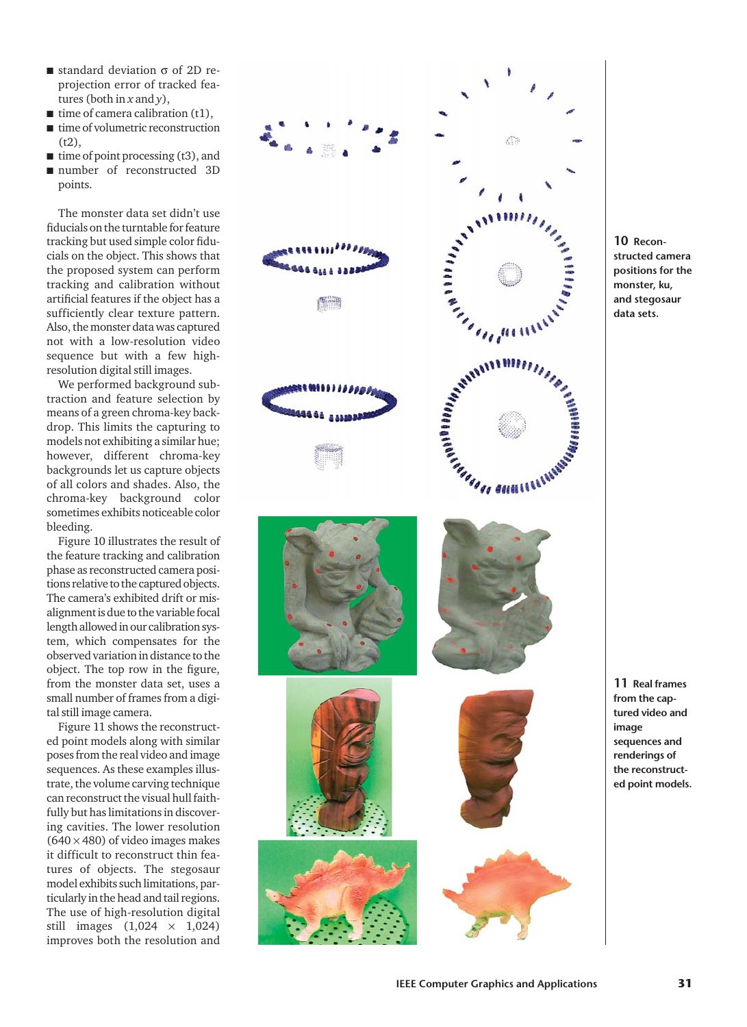- standard deviation σ of 2D reprojection error of tracked features (both in $x$ and $y$),
- time of camera calibration (t1),
- time of volumetric reconstruction (t2),
- time of point processing (t3), and
- number of reconstructed 3D points.

The monster data set didn't use fiducials on the turntable for feature tracking but used simple color fiducials on the object. This shows that the proposed system can perform tracking and calibration without artificial features if the object has a sufficiently clear texture pattern. Also, the monster data was captured not with a low-resolution video sequence but with a few high-resolution digital still images.

We performed background subtraction and feature selection by means of a green chroma-key backdrop. This limits the capturing to models not exhibiting a similar hue; however, different chroma-key backgrounds let us capture objects of all colors and shades. Also, the chroma-key background color sometimes exhibits noticeable color bleeding.

Figure 10 illustrates the result of the feature tracking and calibration phase as reconstructed camera positions relative to the captured objects. The camera's exhibited drift or misalignment is due to the variable focal length allowed in our calibration system, which compensates for the observed variation in distance to the object. The top row in the figure, from the monster data set, uses a small number of frames from a digital still image camera.

Figure 11 shows the reconstructed point models along with similar poses from the real video and image sequences. As these examples illustrate, the volume carving technique can reconstruct the visual hull faithfully but has limitations in discovering cavities. The lower resolution (640 × 480) of video images makes it difficult to reconstruct thin features of objects. The stegosaur model exhibits such limitations, particularly in the head and tail regions. The use of high-resolution digital still images (1,024 × 1,024) improves both the resolution and

**10** Reconstructed camera positions for the monster, ku, and stegosaur data sets.

**11** Real frames from the captured video and image sequences and renderings of the reconstructed point models.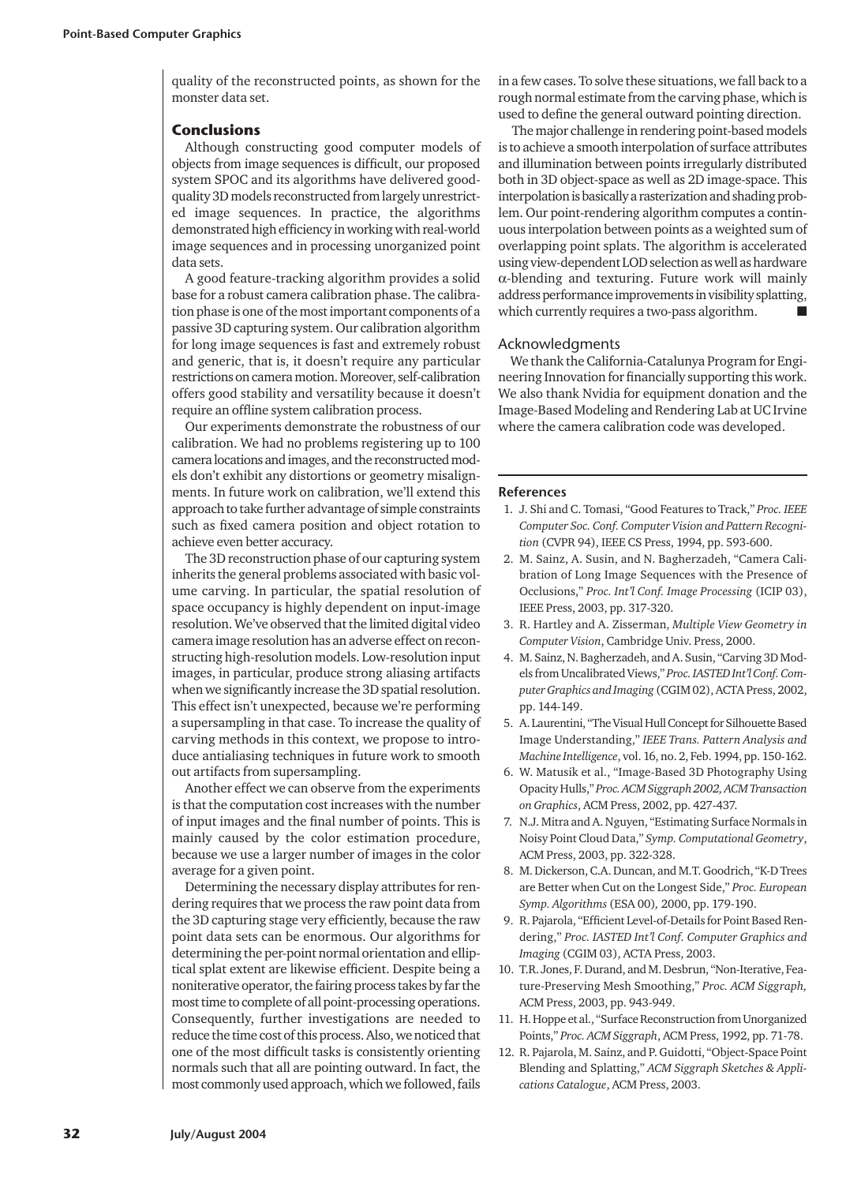quality of the reconstructed points, as shown for the monster data set.

## Conclusions

Although constructing good computer models of objects from image sequences is difficult, our proposed system SPOC and its algorithms have delivered good-quality 3D models reconstructed from largely unrestricted image sequences. In practice, the algorithms demonstrated high efficiency in working with real-world image sequences and in processing unorganized point data sets.

A good feature-tracking algorithm provides a solid base for a robust camera calibration phase. The calibration phase is one of the most important components of a passive 3D capturing system. Our calibration algorithm for long image sequences is fast and extremely robust and generic, that is, it doesn't require any particular restrictions on camera motion. Moreover, self-calibration offers good stability and versatility because it doesn't require an offline system calibration process.

Our experiments demonstrate the robustness of our calibration. We had no problems registering up to 100 camera locations and images, and the reconstructed models don't exhibit any distortions or geometry misalignments. In future work on calibration, we'll extend this approach to take further advantage of simple constraints such as fixed camera position and object rotation to achieve even better accuracy.

The 3D reconstruction phase of our capturing system inherits the general problems associated with basic volume carving. In particular, the spatial resolution of space occupancy is highly dependent on input-image resolution. We've observed that the limited digital video camera image resolution has an adverse effect on reconstructing high-resolution models. Low-resolution input images, in particular, produce strong aliasing artifacts when we significantly increase the 3D spatial resolution. This effect isn't unexpected, because we're performing a supersampling in that case. To increase the quality of carving methods in this context, we propose to introduce antialiasing techniques in future work to smooth out artifacts from supersampling.

Another effect we can observe from the experiments is that the computation cost increases with the number of input images and the final number of points. This is mainly caused by the color estimation procedure, because we use a larger number of images in the color average for a given point.

Determining the necessary display attributes for rendering requires that we process the raw point data from the 3D capturing stage very efficiently, because the raw point data sets can be enormous. Our algorithms for determining the per-point normal orientation and elliptical splat extent are likewise efficient. Despite being a noniterative operator, the fairing process takes by far the most time to complete of all point-processing operations. Consequently, further investigations are needed to reduce the time cost of this process. Also, we noticed that one of the most difficult tasks is consistently orienting normals such that all are pointing outward. In fact, the most commonly used approach, which we followed, fails in a few cases. To solve these situations, we fall back to a rough normal estimate from the carving phase, which is used to define the general outward pointing direction.

The major challenge in rendering point-based models is to achieve a smooth interpolation of surface attributes and illumination between points irregularly distributed both in 3D object-space as well as 2D image-space. This interpolation is basically a rasterization and shading problem. Our point-rendering algorithm computes a continuous interpolation between points as a weighted sum of overlapping point splats. The algorithm is accelerated using view-dependent LOD selection as well as hardware $\alpha$-blending and texturing. Future work will mainly address performance improvements in visibility splatting, which currently requires a two-pass algorithm. ■

### Acknowledgments

We thank the California-Catalunya Program for Engineering Innovation for financially supporting this work. We also thank Nvidia for equipment donation and the Image-Based Modeling and Rendering Lab at UC Irvine where the camera calibration code was developed.

### References

1. J. Shi and C. Tomasi, "Good Features to Track," *Proc. IEEE Computer Soc. Conf. Computer Vision and Pattern Recognition* (CVPR 94), IEEE CS Press, 1994, pp. 593-600.
2. M. Sainz, A. Susin, and N. Bagherzadeh, "Camera Calibration of Long Image Sequences with the Presence of Occlusions," *Proc. Int'l Conf. Image Processing* (ICIP 03), IEEE Press, 2003, pp. 317-320.
3. R. Hartley and A. Zisserman, *Multiple View Geometry in Computer Vision*, Cambridge Univ. Press, 2000.
4. M. Sainz, N. Bagherzadeh, and A. Susin, "Carving 3D Models from Uncalibrated Views," *Proc. IASTED Int'l Conf. Computer Graphics and Imaging* (CGIM 02), ACTA Press, 2002, pp. 144-149.
5. A. Laurentini, "The Visual Hull Concept for Silhouette Based Image Understanding," *IEEE Trans. Pattern Analysis and Machine Intelligence*, vol. 16, no. 2, Feb. 1994, pp. 150-162.
6. W. Matusik et al., "Image-Based 3D Photography Using Opacity Hulls," *Proc. ACM Siggraph 2002, ACM Transaction on Graphics*, ACM Press, 2002, pp. 427-437.
7. N.J. Mitra and A. Nguyen, "Estimating Surface Normals in Noisy Point Cloud Data," *Symp. Computational Geometry*, ACM Press, 2003, pp. 322-328.
8. M. Dickerson, C.A. Duncan, and M.T. Goodrich, "K-D Trees are Better when Cut on the Longest Side," *Proc. European Symp. Algorithms* (ESA 00), 2000, pp. 179-190.
9. R. Pajarola, "Efficient Level-of-Details for Point Based Rendering," *Proc. IASTED Int'l Conf. Computer Graphics and Imaging* (CGIM 03), ACTA Press, 2003.
10. T.R. Jones, F. Durand, and M. Desbrun, "Non-Iterative, Feature-Preserving Mesh Smoothing," *Proc. ACM Siggraph*, ACM Press, 2003, pp. 943-949.
11. H. Hoppe et al., "Surface Reconstruction from Unorganized Points," *Proc. ACM Siggraph*, ACM Press, 1992, pp. 71-78.
12. R. Pajarola, M. Sainz, and P. Guidotti, "Object-Space Point Blending and Splatting," *ACM Siggraph Sketches & Applications Catalogue*, ACM Press, 2003.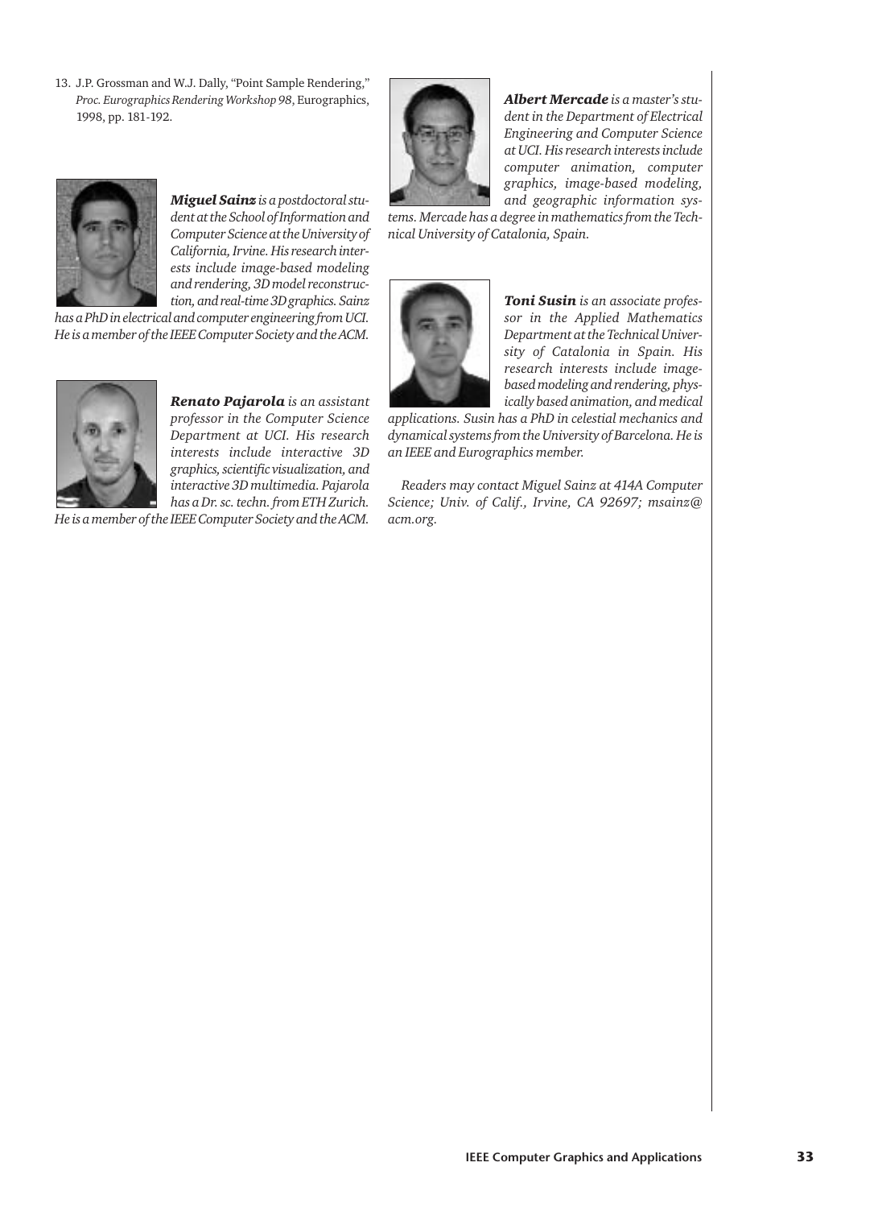13. J.P. Grossman and W.J. Dally, "Point Sample Rendering," *Proc. Eurographics Rendering Workshop 98*, Eurographics, 1998, pp. 181-192.

***Miguel Sainz*** *is a postdoctoral student at the School of Information and Computer Science at the University of California, Irvine. His research interests include image-based modeling and rendering, 3D model reconstruction, and real-time 3D graphics. Sainz has a PhD in electrical and computer engineering from UCI. He is a member of the IEEE Computer Society and the ACM.*

***Renato Pajarola*** *is an assistant professor in the Computer Science Department at UCI. His research interests include interactive 3D graphics, scientific visualization, and interactive 3D multimedia. Pajarola has a Dr. sc. techn. from ETH Zurich. He is a member of the IEEE Computer Society and the ACM.*

***Albert Mercade*** *is a master's student in the Department of Electrical Engineering and Computer Science at UCI. His research interests include computer animation, computer graphics, image-based modeling, and geographic information systems. Mercade has a degree in mathematics from the Technical University of Catalonia, Spain.*

***Toni Susin*** *is an associate professor in the Applied Mathematics Department at the Technical University of Catalonia in Spain. His research interests include image-based modeling and rendering, physically based animation, and medical applications. Susin has a PhD in celestial mechanics and dynamical systems from the University of Barcelona. He is an IEEE and Eurographics member.*

*Readers may contact Miguel Sainz at 414A Computer Science; Univ. of Calif., Irvine, CA 92697; msainz@acm.org.*